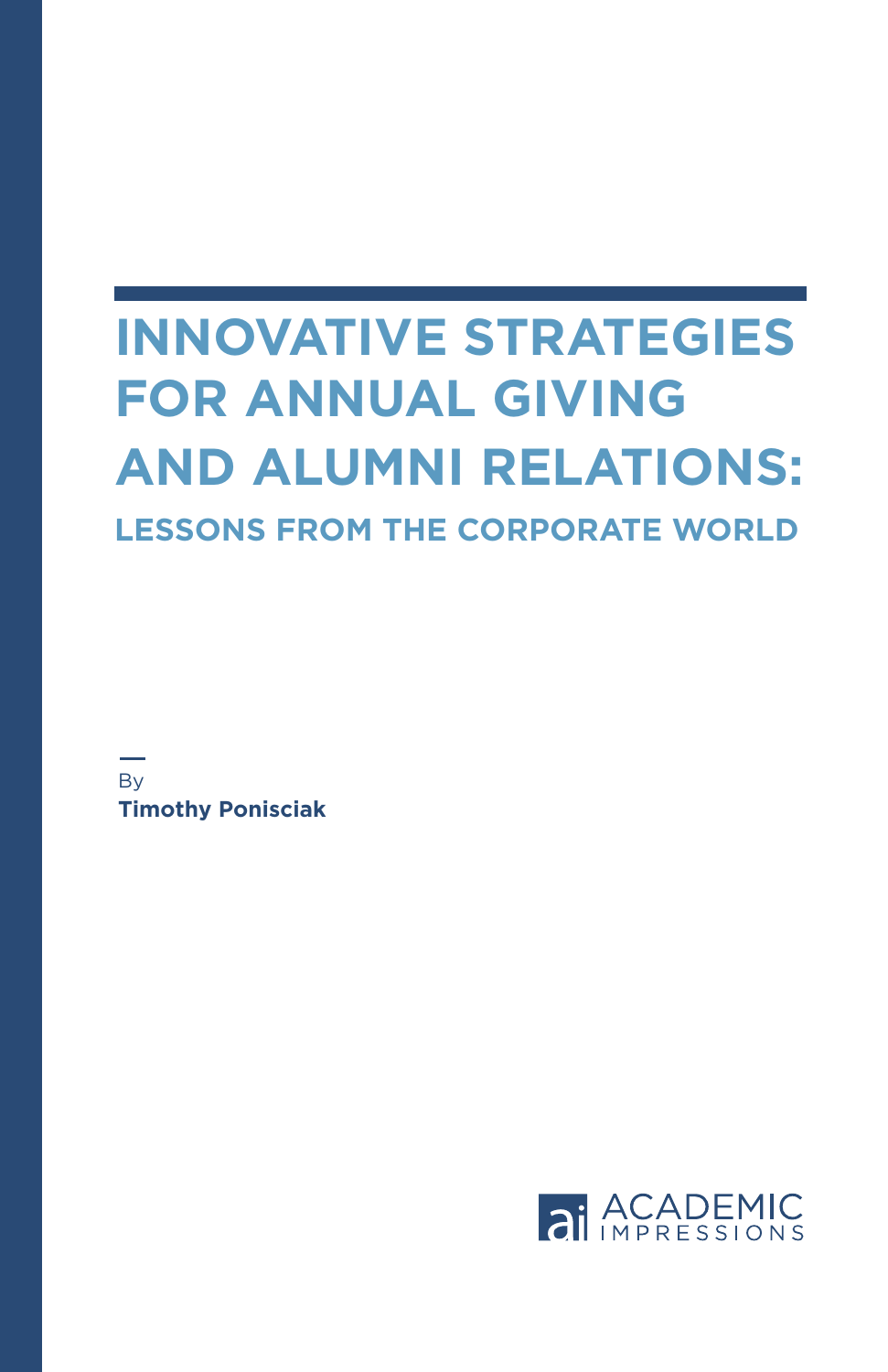# INNOVATIVE STRATEGIES FOR ANNUAL GIVING AND ALUMNI RELATIONS:

## LESSONS FROM THE CORPORATE WORLD

By
**Timothy Ponisciak**

ACADEMIC IMPRESSIONS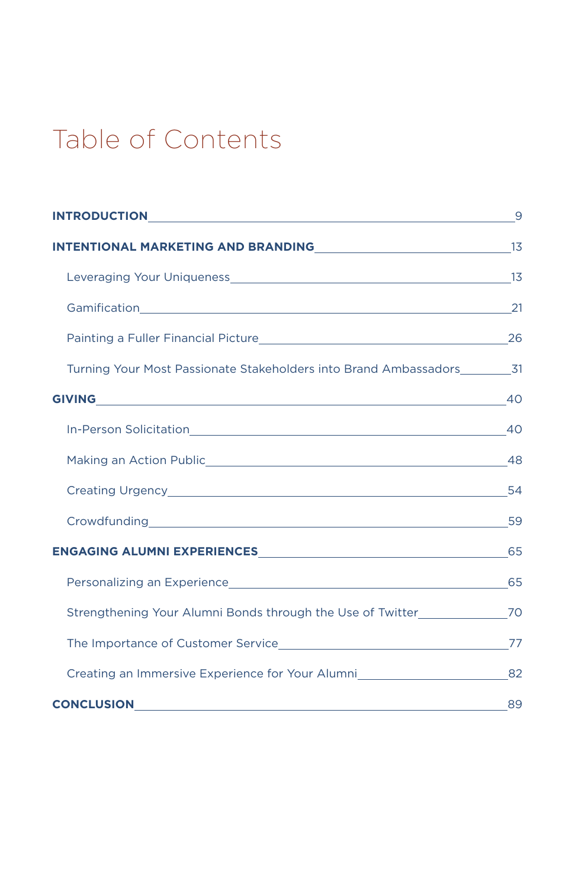# Table of Contents

**INTRODUCTION** 9

**INTENTIONAL MARKETING AND BRANDING** 13

- Leveraging Your Uniqueness 13
- Gamification 21
- Painting a Fuller Financial Picture 26
- Turning Your Most Passionate Stakeholders into Brand Ambassadors 31

**GIVING** 40

- In-Person Solicitation 40
- Making an Action Public 48
- Creating Urgency 54
- Crowdfunding 59

**ENGAGING ALUMNI EXPERIENCES** 65

- Personalizing an Experience 65
- Strengthening Your Alumni Bonds through the Use of Twitter 70
- The Importance of Customer Service 77
- Creating an Immersive Experience for Your Alumni 82

**CONCLUSION** 89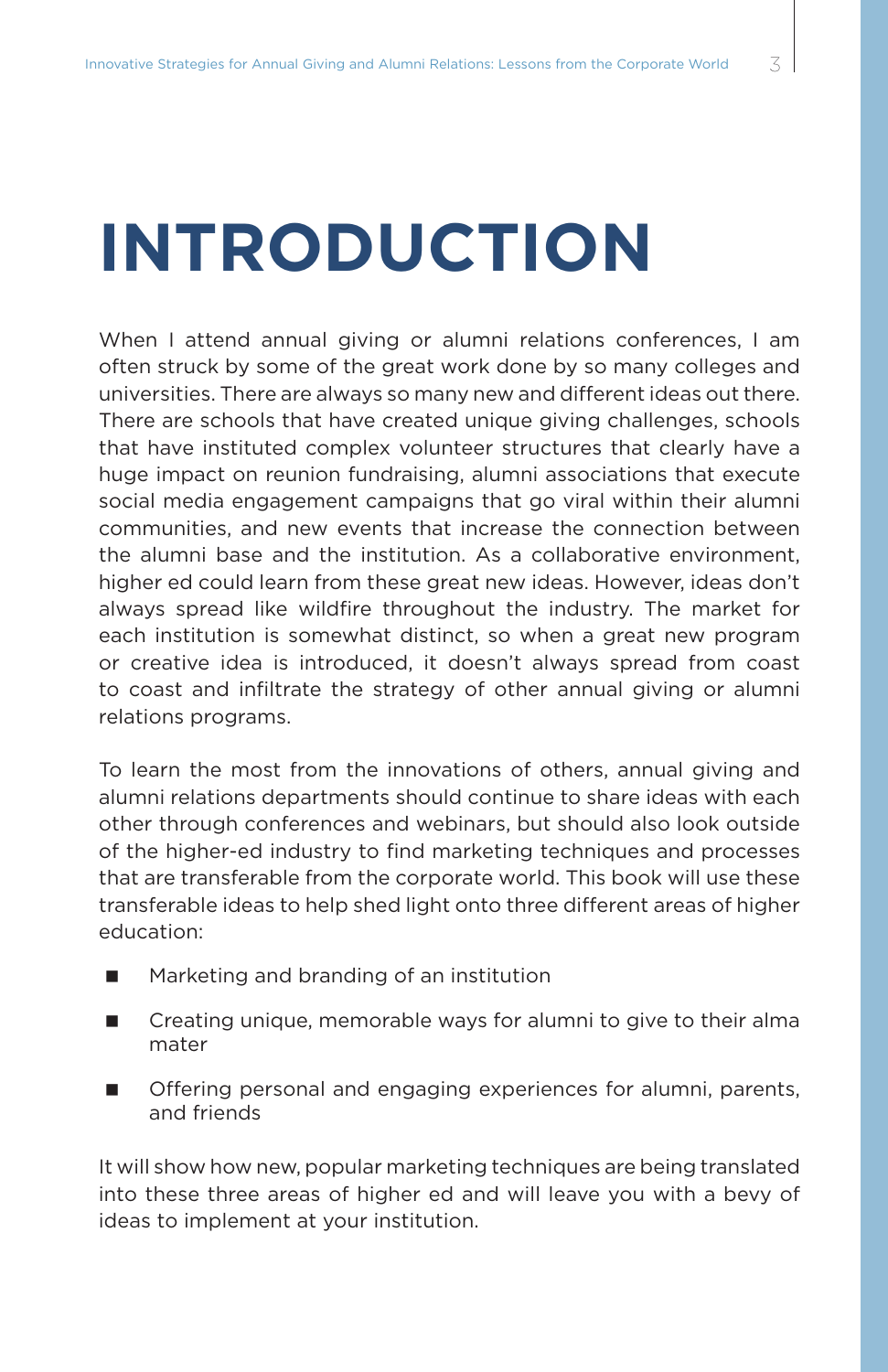# INTRODUCTION

When I attend annual giving or alumni relations conferences, I am often struck by some of the great work done by so many colleges and universities. There are always so many new and different ideas out there. There are schools that have created unique giving challenges, schools that have instituted complex volunteer structures that clearly have a huge impact on reunion fundraising, alumni associations that execute social media engagement campaigns that go viral within their alumni communities, and new events that increase the connection between the alumni base and the institution. As a collaborative environment, higher ed could learn from these great new ideas. However, ideas don't always spread like wildfire throughout the industry. The market for each institution is somewhat distinct, so when a great new program or creative idea is introduced, it doesn't always spread from coast to coast and infiltrate the strategy of other annual giving or alumni relations programs.

To learn the most from the innovations of others, annual giving and alumni relations departments should continue to share ideas with each other through conferences and webinars, but should also look outside of the higher-ed industry to find marketing techniques and processes that are transferable from the corporate world. This book will use these transferable ideas to help shed light onto three different areas of higher education:

- Marketing and branding of an institution
- Creating unique, memorable ways for alumni to give to their alma mater
- Offering personal and engaging experiences for alumni, parents, and friends

It will show how new, popular marketing techniques are being translated into these three areas of higher ed and will leave you with a bevy of ideas to implement at your institution.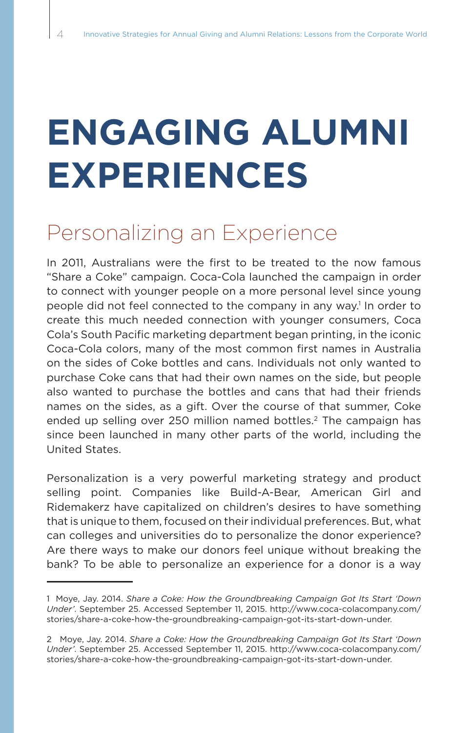# ENGAGING ALUMNI EXPERIENCES

## Personalizing an Experience

In 2011, Australians were the first to be treated to the now famous "Share a Coke" campaign. Coca-Cola launched the campaign in order to connect with younger people on a more personal level since young people did not feel connected to the company in any way.[1] In order to create this much needed connection with younger consumers, Coca Cola's South Pacific marketing department began printing, in the iconic Coca-Cola colors, many of the most common first names in Australia on the sides of Coke bottles and cans. Individuals not only wanted to purchase Coke cans that had their own names on the side, but people also wanted to purchase the bottles and cans that had their friends names on the sides, as a gift. Over the course of that summer, Coke ended up selling over 250 million named bottles.[2] The campaign has since been launched in many other parts of the world, including the United States.

Personalization is a very powerful marketing strategy and product selling point. Companies like Build-A-Bear, American Girl and Ridemakerz have capitalized on children's desires to have something that is unique to them, focused on their individual preferences. But, what can colleges and universities do to personalize the donor experience? Are there ways to make our donors feel unique without breaking the bank? To be able to personalize an experience for a donor is a way

---

1 Moye, Jay. 2014. *Share a Coke: How the Groundbreaking Campaign Got Its Start 'Down Under'*. September 25. Accessed September 11, 2015. http://www.coca-colacompany.com/stories/share-a-coke-how-the-groundbreaking-campaign-got-its-start-down-under.

2 Moye, Jay. 2014. *Share a Coke: How the Groundbreaking Campaign Got Its Start 'Down Under'*. September 25. Accessed September 11, 2015. http://www.coca-colacompany.com/stories/share-a-coke-how-the-groundbreaking-campaign-got-its-start-down-under.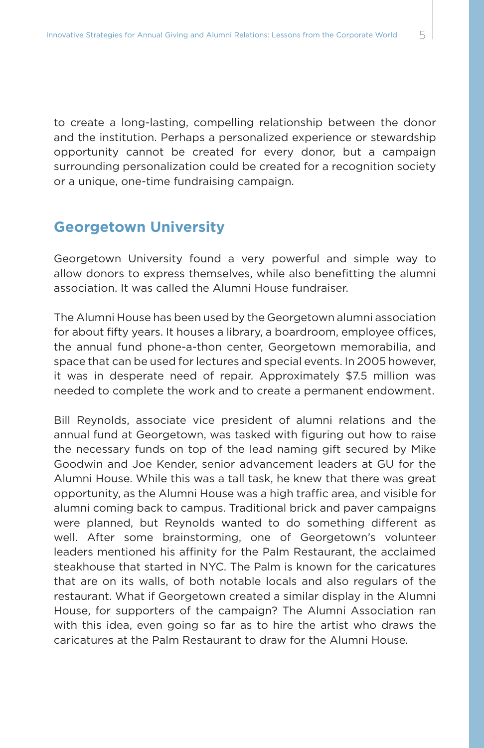to create a long-lasting, compelling relationship between the donor and the institution. Perhaps a personalized experience or stewardship opportunity cannot be created for every donor, but a campaign surrounding personalization could be created for a recognition society or a unique, one-time fundraising campaign.

## Georgetown University

Georgetown University found a very powerful and simple way to allow donors to express themselves, while also benefitting the alumni association. It was called the Alumni House fundraiser.

The Alumni House has been used by the Georgetown alumni association for about fifty years. It houses a library, a boardroom, employee offices, the annual fund phone-a-thon center, Georgetown memorabilia, and space that can be used for lectures and special events. In 2005 however, it was in desperate need of repair. Approximately $7.5 million was needed to complete the work and to create a permanent endowment.

Bill Reynolds, associate vice president of alumni relations and the annual fund at Georgetown, was tasked with figuring out how to raise the necessary funds on top of the lead naming gift secured by Mike Goodwin and Joe Kender, senior advancement leaders at GU for the Alumni House. While this was a tall task, he knew that there was great opportunity, as the Alumni House was a high traffic area, and visible for alumni coming back to campus. Traditional brick and paver campaigns were planned, but Reynolds wanted to do something different as well. After some brainstorming, one of Georgetown's volunteer leaders mentioned his affinity for the Palm Restaurant, the acclaimed steakhouse that started in NYC. The Palm is known for the caricatures that are on its walls, of both notable locals and also regulars of the restaurant. What if Georgetown created a similar display in the Alumni House, for supporters of the campaign? The Alumni Association ran with this idea, even going so far as to hire the artist who draws the caricatures at the Palm Restaurant to draw for the Alumni House.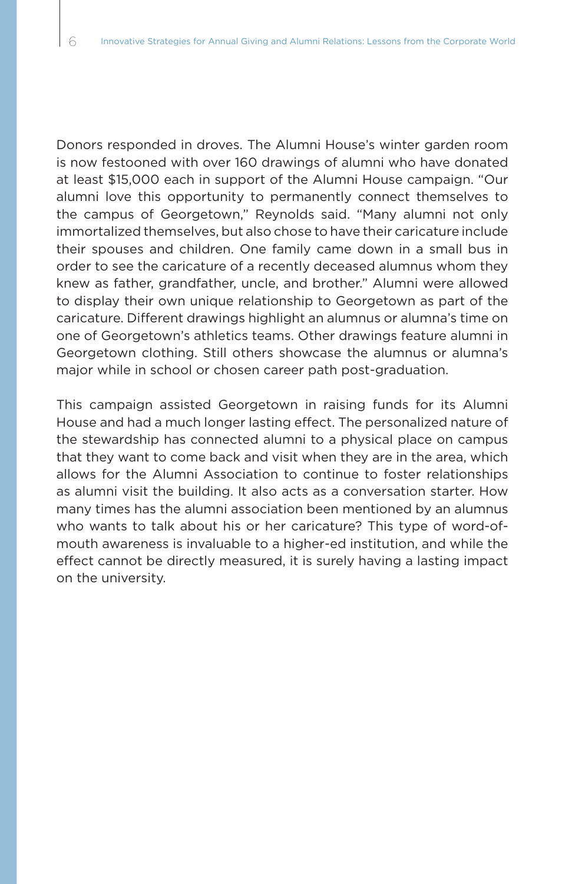Donors responded in droves. The Alumni House's winter garden room is now festooned with over 160 drawings of alumni who have donated at least $15,000 each in support of the Alumni House campaign. "Our alumni love this opportunity to permanently connect themselves to the campus of Georgetown," Reynolds said. "Many alumni not only immortalized themselves, but also chose to have their caricature include their spouses and children. One family came down in a small bus in order to see the caricature of a recently deceased alumnus whom they knew as father, grandfather, uncle, and brother." Alumni were allowed to display their own unique relationship to Georgetown as part of the caricature. Different drawings highlight an alumnus or alumna's time on one of Georgetown's athletics teams. Other drawings feature alumni in Georgetown clothing. Still others showcase the alumnus or alumna's major while in school or chosen career path post-graduation.

This campaign assisted Georgetown in raising funds for its Alumni House and had a much longer lasting effect. The personalized nature of the stewardship has connected alumni to a physical place on campus that they want to come back and visit when they are in the area, which allows for the Alumni Association to continue to foster relationships as alumni visit the building. It also acts as a conversation starter. How many times has the alumni association been mentioned by an alumnus who wants to talk about his or her caricature? This type of word-of-mouth awareness is invaluable to a higher-ed institution, and while the effect cannot be directly measured, it is surely having a lasting impact on the university.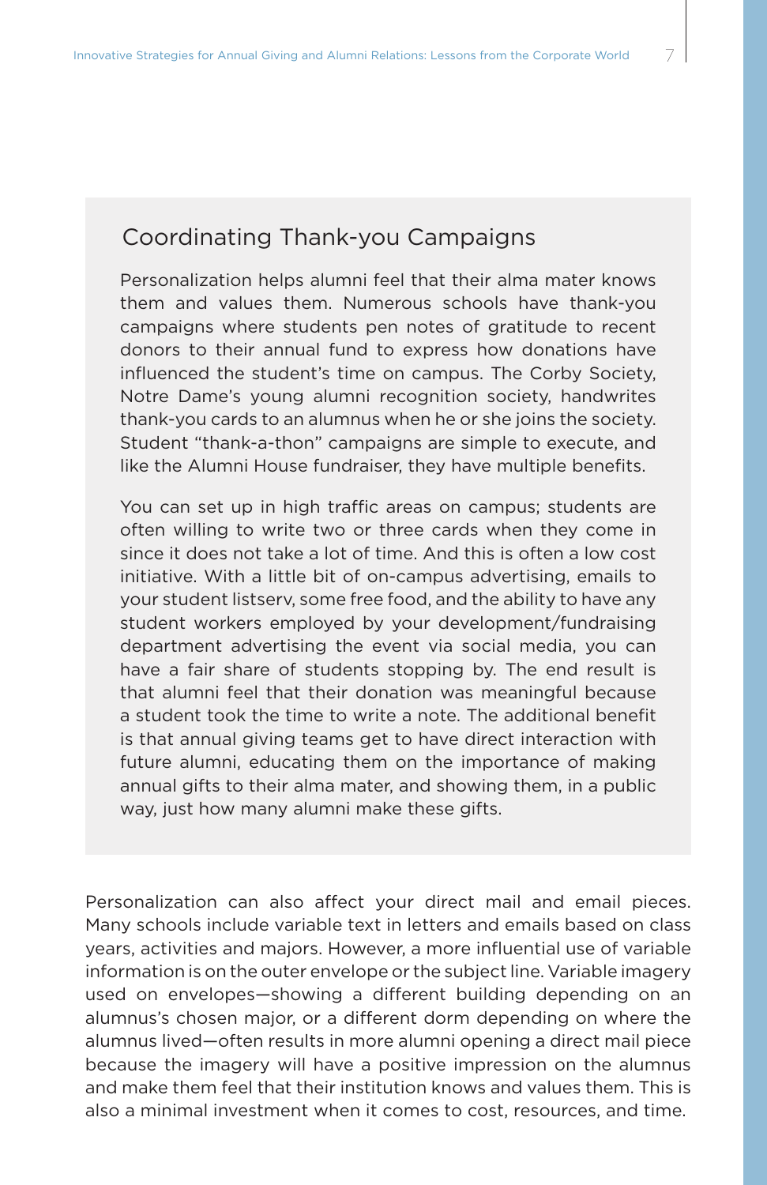## Coordinating Thank-you Campaigns

Personalization helps alumni feel that their alma mater knows them and values them. Numerous schools have thank-you campaigns where students pen notes of gratitude to recent donors to their annual fund to express how donations have influenced the student's time on campus. The Corby Society, Notre Dame's young alumni recognition society, handwrites thank-you cards to an alumnus when he or she joins the society. Student "thank-a-thon" campaigns are simple to execute, and like the Alumni House fundraiser, they have multiple benefits.

You can set up in high traffic areas on campus; students are often willing to write two or three cards when they come in since it does not take a lot of time. And this is often a low cost initiative. With a little bit of on-campus advertising, emails to your student listserv, some free food, and the ability to have any student workers employed by your development/fundraising department advertising the event via social media, you can have a fair share of students stopping by. The end result is that alumni feel that their donation was meaningful because a student took the time to write a note. The additional benefit is that annual giving teams get to have direct interaction with future alumni, educating them on the importance of making annual gifts to their alma mater, and showing them, in a public way, just how many alumni make these gifts.

Personalization can also affect your direct mail and email pieces. Many schools include variable text in letters and emails based on class years, activities and majors. However, a more influential use of variable information is on the outer envelope or the subject line. Variable imagery used on envelopes—showing a different building depending on an alumnus's chosen major, or a different dorm depending on where the alumnus lived—often results in more alumni opening a direct mail piece because the imagery will have a positive impression on the alumnus and make them feel that their institution knows and values them. This is also a minimal investment when it comes to cost, resources, and time.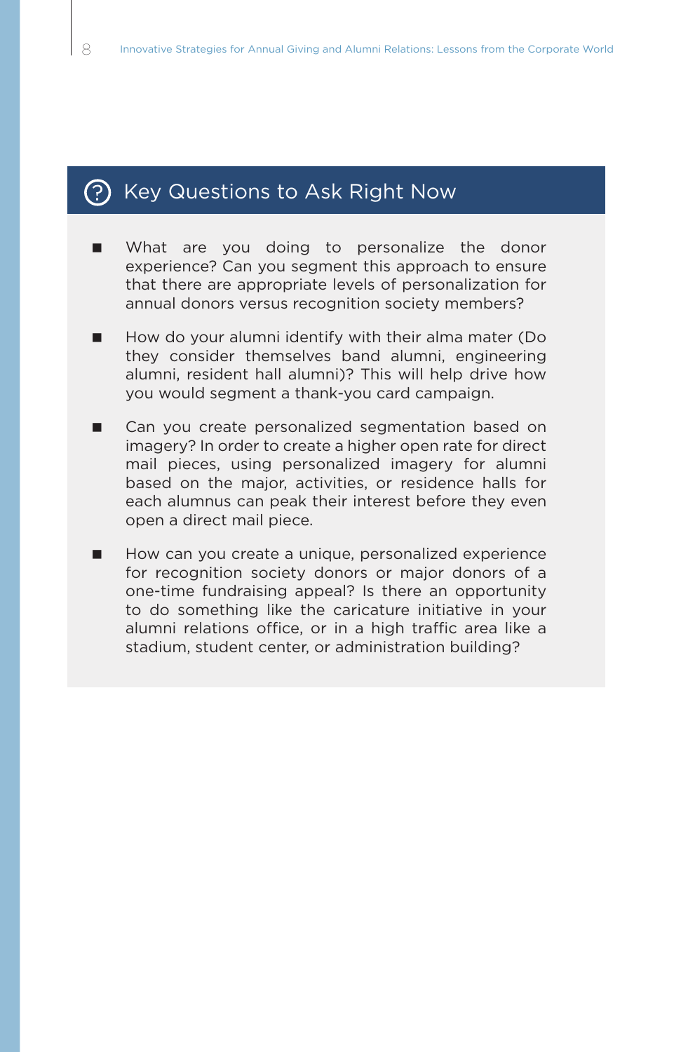## Key Questions to Ask Right Now

- What are you doing to personalize the donor experience? Can you segment this approach to ensure that there are appropriate levels of personalization for annual donors versus recognition society members?
- How do your alumni identify with their alma mater (Do they consider themselves band alumni, engineering alumni, resident hall alumni)? This will help drive how you would segment a thank-you card campaign.
- Can you create personalized segmentation based on imagery? In order to create a higher open rate for direct mail pieces, using personalized imagery for alumni based on the major, activities, or residence halls for each alumnus can peak their interest before they even open a direct mail piece.
- How can you create a unique, personalized experience for recognition society donors or major donors of a one-time fundraising appeal? Is there an opportunity to do something like the caricature initiative in your alumni relations office, or in a high traffic area like a stadium, student center, or administration building?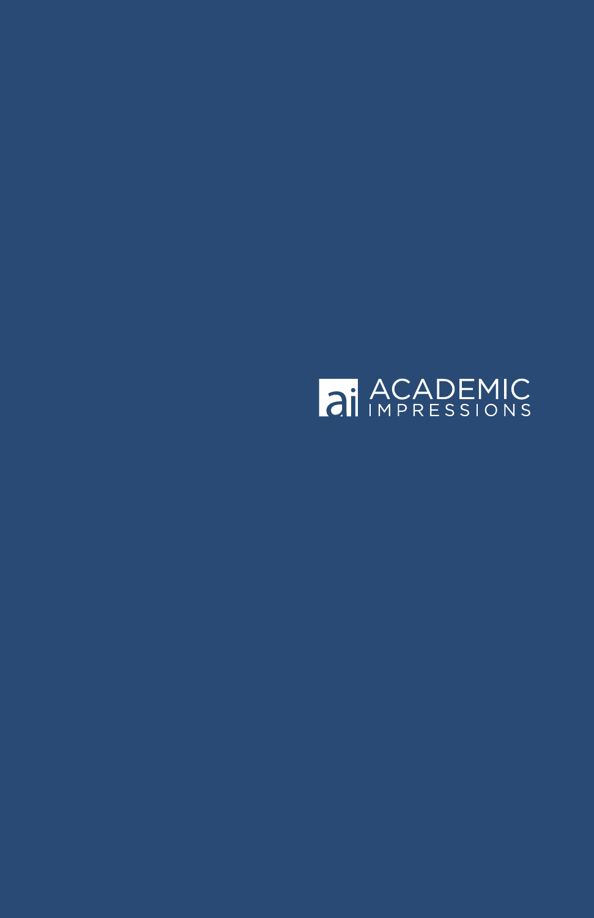ACADEMIC IMPRESSIONS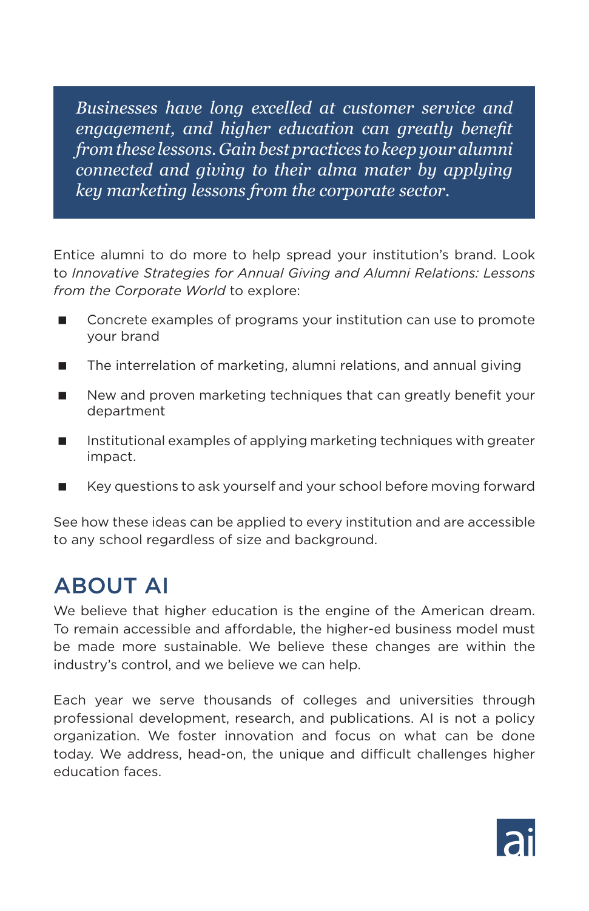*Businesses have long excelled at customer service and engagement, and higher education can greatly benefit from these lessons. Gain best practices to keep your alumni connected and giving to their alma mater by applying key marketing lessons from the corporate sector.*

Entice alumni to do more to help spread your institution's brand. Look to *Innovative Strategies for Annual Giving and Alumni Relations: Lessons from the Corporate World* to explore:

- Concrete examples of programs your institution can use to promote your brand
- The interrelation of marketing, alumni relations, and annual giving
- New and proven marketing techniques that can greatly benefit your department
- Institutional examples of applying marketing techniques with greater impact.
- Key questions to ask yourself and your school before moving forward

See how these ideas can be applied to every institution and are accessible to any school regardless of size and background.

## ABOUT AI

We believe that higher education is the engine of the American dream. To remain accessible and affordable, the higher-ed business model must be made more sustainable. We believe these changes are within the industry's control, and we believe we can help.

Each year we serve thousands of colleges and universities through professional development, research, and publications. AI is not a policy organization. We foster innovation and focus on what can be done today. We address, head-on, the unique and difficult challenges higher education faces.

ai